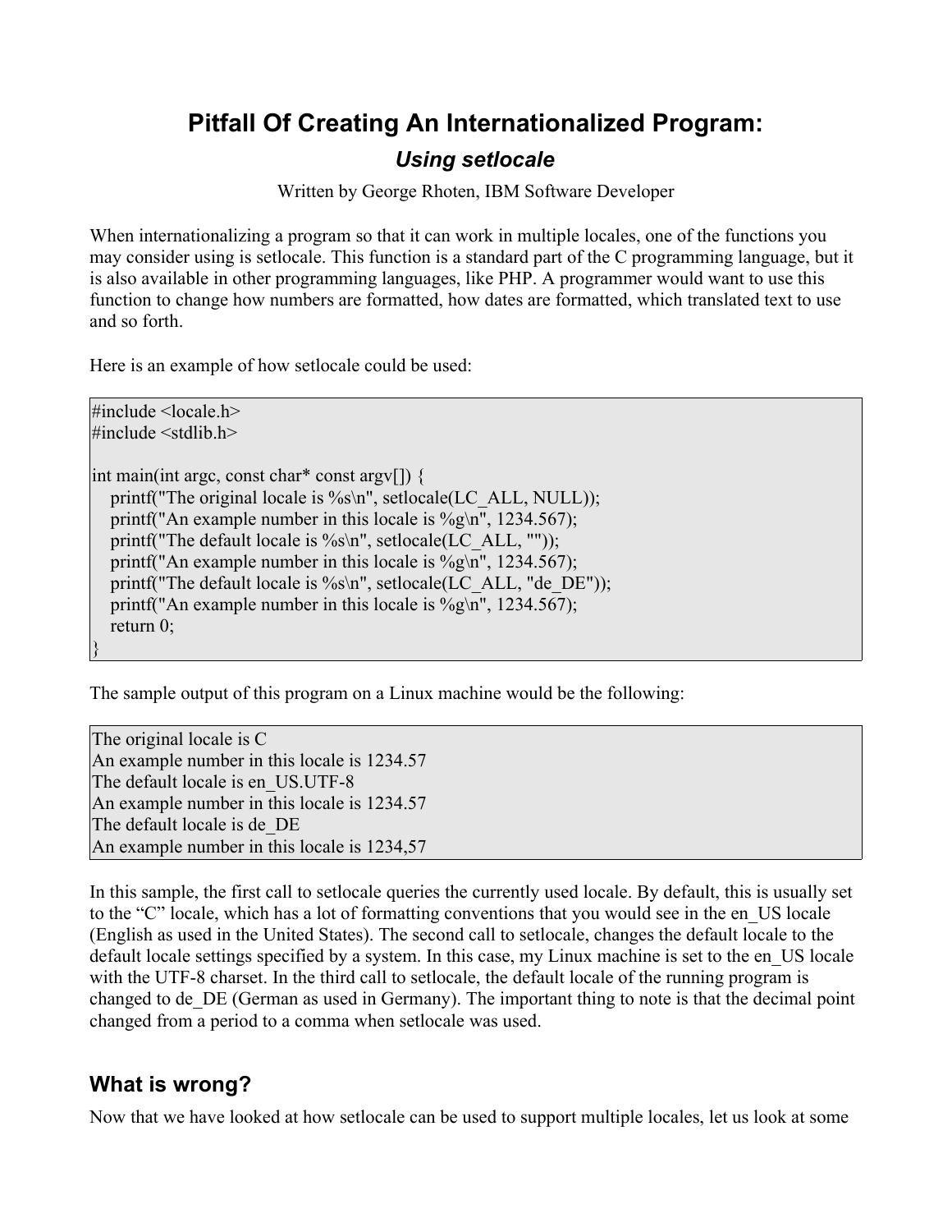# Pitfall Of Creating An Internationalized Program:

## *Using setlocale*

Written by George Rhoten, IBM Software Developer

When internationalizing a program so that it can work in multiple locales, one of the functions you may consider using is setlocale. This function is a standard part of the C programming language, but it is also available in other programming languages, like PHP. A programmer would want to use this function to change how numbers are formatted, how dates are formatted, which translated text to use and so forth.

Here is an example of how setlocale could be used:

```
#include <locale.h>
#include <stdlib.h>

int main(int argc, const char* const argv[]) {
    printf("The original locale is %s\n", setlocale(LC_ALL, NULL));
    printf("An example number in this locale is %g\n", 1234.567);
    printf("The default locale is %s\n", setlocale(LC_ALL, ""));
    printf("An example number in this locale is %g\n", 1234.567);
    printf("The default locale is %s\n", setlocale(LC_ALL, "de_DE"));
    printf("An example number in this locale is %g\n", 1234.567);
    return 0;
}
```

The sample output of this program on a Linux machine would be the following:

```
The original locale is C
An example number in this locale is 1234.57
The default locale is en_US.UTF-8
An example number in this locale is 1234.57
The default locale is de_DE
An example number in this locale is 1234,57
```

In this sample, the first call to setlocale queries the currently used locale. By default, this is usually set to the "C" locale, which has a lot of formatting conventions that you would see in the en_US locale (English as used in the United States). The second call to setlocale, changes the default locale to the default locale settings specified by a system. In this case, my Linux machine is set to the en_US locale with the UTF-8 charset. In the third call to setlocale, the default locale of the running program is changed to de_DE (German as used in Germany). The important thing to note is that the decimal point changed from a period to a comma when setlocale was used.

## What is wrong?

Now that we have looked at how setlocale can be used to support multiple locales, let us look at some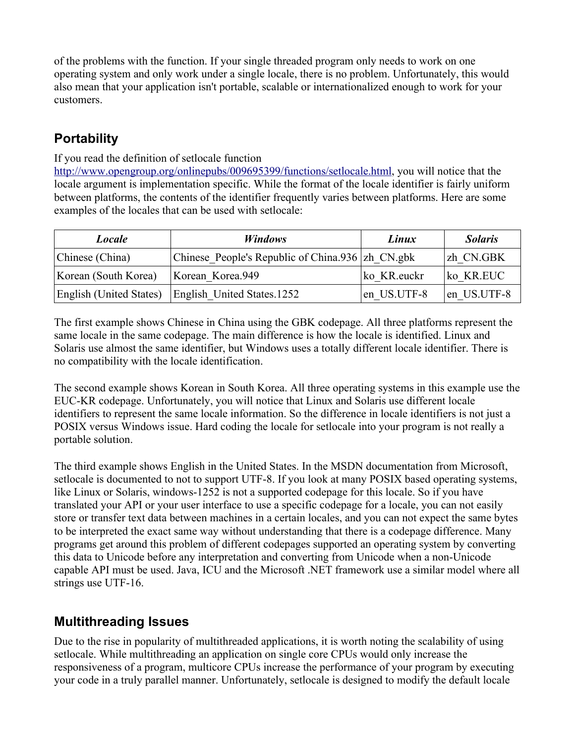of the problems with the function. If your single threaded program only needs to work on one operating system and only work under a single locale, there is no problem. Unfortunately, this would also mean that your application isn't portable, scalable or internationalized enough to work for your customers.

## Portability

If you read the definition of setlocale function [http://www.opengroup.org/onlinepubs/009695399/functions/setlocale.html](http://www.opengroup.org/onlinepubs/009695399/functions/setlocale.html), you will notice that the locale argument is implementation specific. While the format of the locale identifier is fairly uniform between platforms, the contents of the identifier frequently varies between platforms. Here are some examples of the locales that can be used with setlocale:

| *Locale* | *Windows* | *Linux* | *Solaris* |
|---|---|---|---|
| Chinese (China) | Chinese_People's Republic of China.936 | zh_CN.gbk | zh_CN.GBK |
| Korean (South Korea) | Korean_Korea.949 | ko_KR.euckr | ko_KR.EUC |
| English (United States) | English_United States.1252 | en_US.UTF-8 | en_US.UTF-8 |

The first example shows Chinese in China using the GBK codepage. All three platforms represent the same locale in the same codepage. The main difference is how the locale is identified. Linux and Solaris use almost the same identifier, but Windows uses a totally different locale identifier. There is no compatibility with the locale identification.

The second example shows Korean in South Korea. All three operating systems in this example use the EUC-KR codepage. Unfortunately, you will notice that Linux and Solaris use different locale identifiers to represent the same locale information. So the difference in locale identifiers is not just a POSIX versus Windows issue. Hard coding the locale for setlocale into your program is not really a portable solution.

The third example shows English in the United States. In the MSDN documentation from Microsoft, setlocale is documented to not to support UTF-8. If you look at many POSIX based operating systems, like Linux or Solaris, windows-1252 is not a supported codepage for this locale. So if you have translated your API or your user interface to use a specific codepage for a locale, you can not easily store or transfer text data between machines in a certain locales, and you can not expect the same bytes to be interpreted the exact same way without understanding that there is a codepage difference. Many programs get around this problem of different codepages supported an operating system by converting this data to Unicode before any interpretation and converting from Unicode when a non-Unicode capable API must be used. Java, ICU and the Microsoft .NET framework use a similar model where all strings use UTF-16.

## Multithreading Issues

Due to the rise in popularity of multithreaded applications, it is worth noting the scalability of using setlocale. While multithreading an application on single core CPUs would only increase the responsiveness of a program, multicore CPUs increase the performance of your program by executing your code in a truly parallel manner. Unfortunately, setlocale is designed to modify the default locale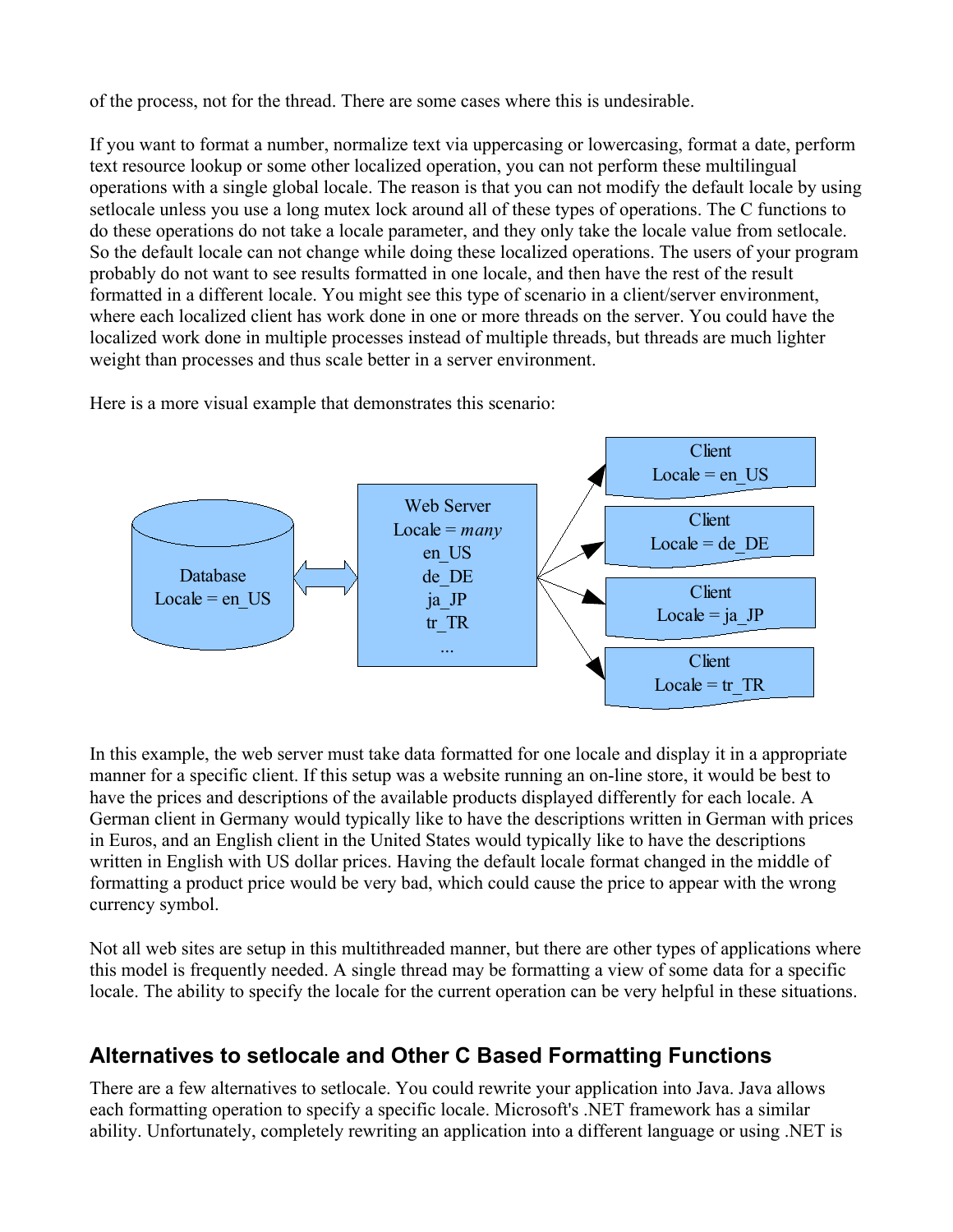of the process, not for the thread. There are some cases where this is undesirable.

If you want to format a number, normalize text via uppercasing or lowercasing, format a date, perform text resource lookup or some other localized operation, you can not perform these multilingual operations with a single global locale. The reason is that you can not modify the default locale by using setlocale unless you use a long mutex lock around all of these types of operations. The C functions to do these operations do not take a locale parameter, and they only take the locale value from setlocale. So the default locale can not change while doing these localized operations. The users of your program probably do not want to see results formatted in one locale, and then have the rest of the result formatted in a different locale. You might see this type of scenario in a client/server environment, where each localized client has work done in one or more threads on the server. You could have the localized work done in multiple processes instead of multiple threads, but threads are much lighter weight than processes and thus scale better in a server environment.

Here is a more visual example that demonstrates this scenario:

Database
Locale = en_US

Web Server
Locale = *many*
en_US
de_DE
ja_JP
tr_TR
...

Client
Locale = en_US

Client
Locale = de_DE

Client
Locale = ja_JP

Client
Locale = tr_TR

In this example, the web server must take data formatted for one locale and display it in a appropriate manner for a specific client. If this setup was a website running an on-line store, it would be best to have the prices and descriptions of the available products displayed differently for each locale. A German client in Germany would typically like to have the descriptions written in German with prices in Euros, and an English client in the United States would typically like to have the descriptions written in English with US dollar prices. Having the default locale format changed in the middle of formatting a product price would be very bad, which could cause the price to appear with the wrong currency symbol.

Not all web sites are setup in this multithreaded manner, but there are other types of applications where this model is frequently needed. A single thread may be formatting a view of some data for a specific locale. The ability to specify the locale for the current operation can be very helpful in these situations.

## Alternatives to setlocale and Other C Based Formatting Functions

There are a few alternatives to setlocale. You could rewrite your application into Java. Java allows each formatting operation to specify a specific locale. Microsoft's .NET framework has a similar ability. Unfortunately, completely rewriting an application into a different language or using .NET is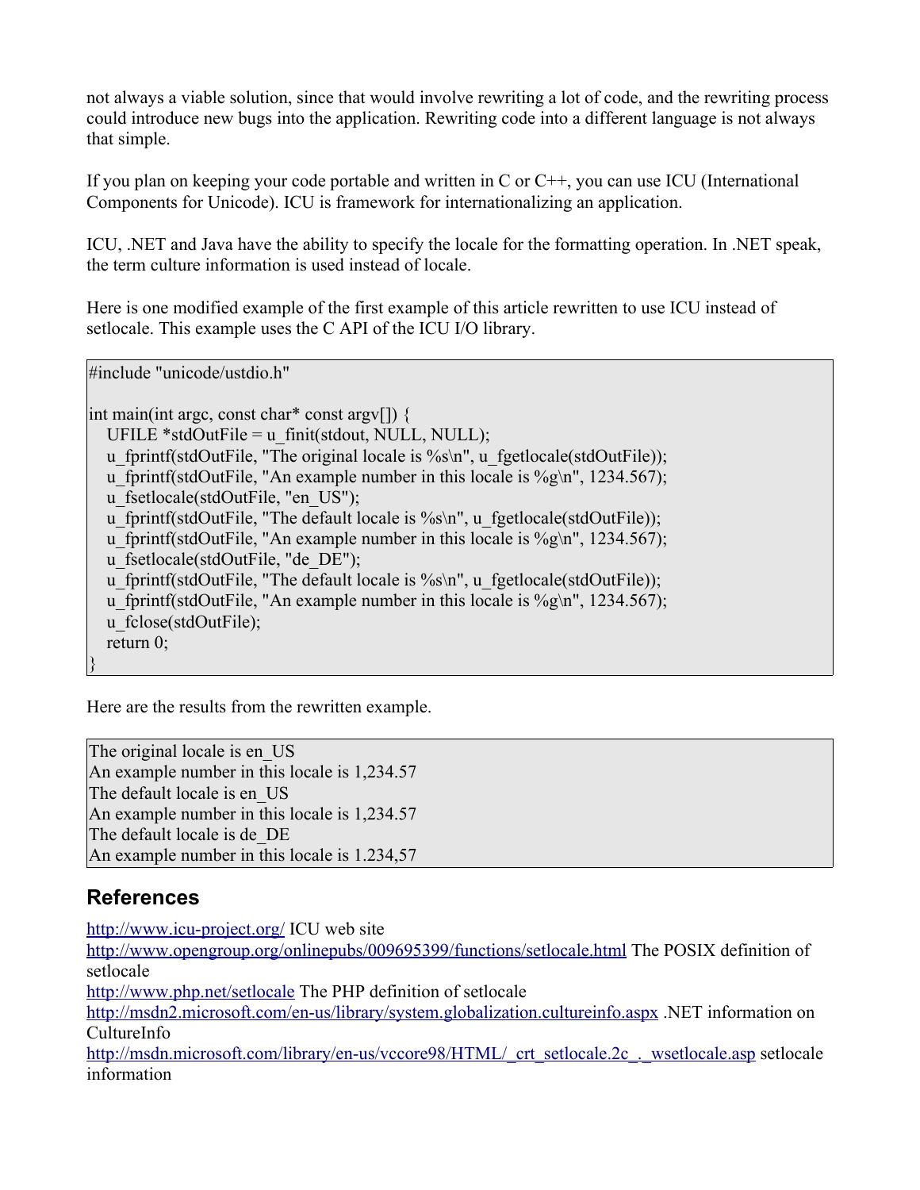not always a viable solution, since that would involve rewriting a lot of code, and the rewriting process could introduce new bugs into the application. Rewriting code into a different language is not always that simple.

If you plan on keeping your code portable and written in C or C++, you can use ICU (International Components for Unicode). ICU is framework for internationalizing an application.

ICU, .NET and Java have the ability to specify the locale for the formatting operation. In .NET speak, the term culture information is used instead of locale.

Here is one modified example of the first example of this article rewritten to use ICU instead of setlocale. This example uses the C API of the ICU I/O library.

```
#include "unicode/ustdio.h"

int main(int argc, const char* const argv[]) {
   UFILE *stdOutFile = u_finit(stdout, NULL, NULL);
   u_fprintf(stdOutFile, "The original locale is %s\n", u_fgetlocale(stdOutFile));
   u_fprintf(stdOutFile, "An example number in this locale is %g\n", 1234.567);
   u_fsetlocale(stdOutFile, "en_US");
   u_fprintf(stdOutFile, "The default locale is %s\n", u_fgetlocale(stdOutFile));
   u_fprintf(stdOutFile, "An example number in this locale is %g\n", 1234.567);
   u_fsetlocale(stdOutFile, "de_DE");
   u_fprintf(stdOutFile, "The default locale is %s\n", u_fgetlocale(stdOutFile));
   u_fprintf(stdOutFile, "An example number in this locale is %g\n", 1234.567);
   u_fclose(stdOutFile);
   return 0;
}
```

Here are the results from the rewritten example.

```
The original locale is en_US
An example number in this locale is 1,234.57
The default locale is en_US
An example number in this locale is 1,234.57
The default locale is de_DE
An example number in this locale is 1.234,57
```

## References

http://www.icu-project.org/ ICU web site
http://www.opengroup.org/onlinepubs/009695399/functions/setlocale.html The POSIX definition of setlocale
http://www.php.net/setlocale The PHP definition of setlocale
http://msdn2.microsoft.com/en-us/library/system.globalization.cultureinfo.aspx .NET information on CultureInfo
http://msdn.microsoft.com/library/en-us/vccore98/HTML/_crt_setlocale.2c_._wsetlocale.asp setlocale information